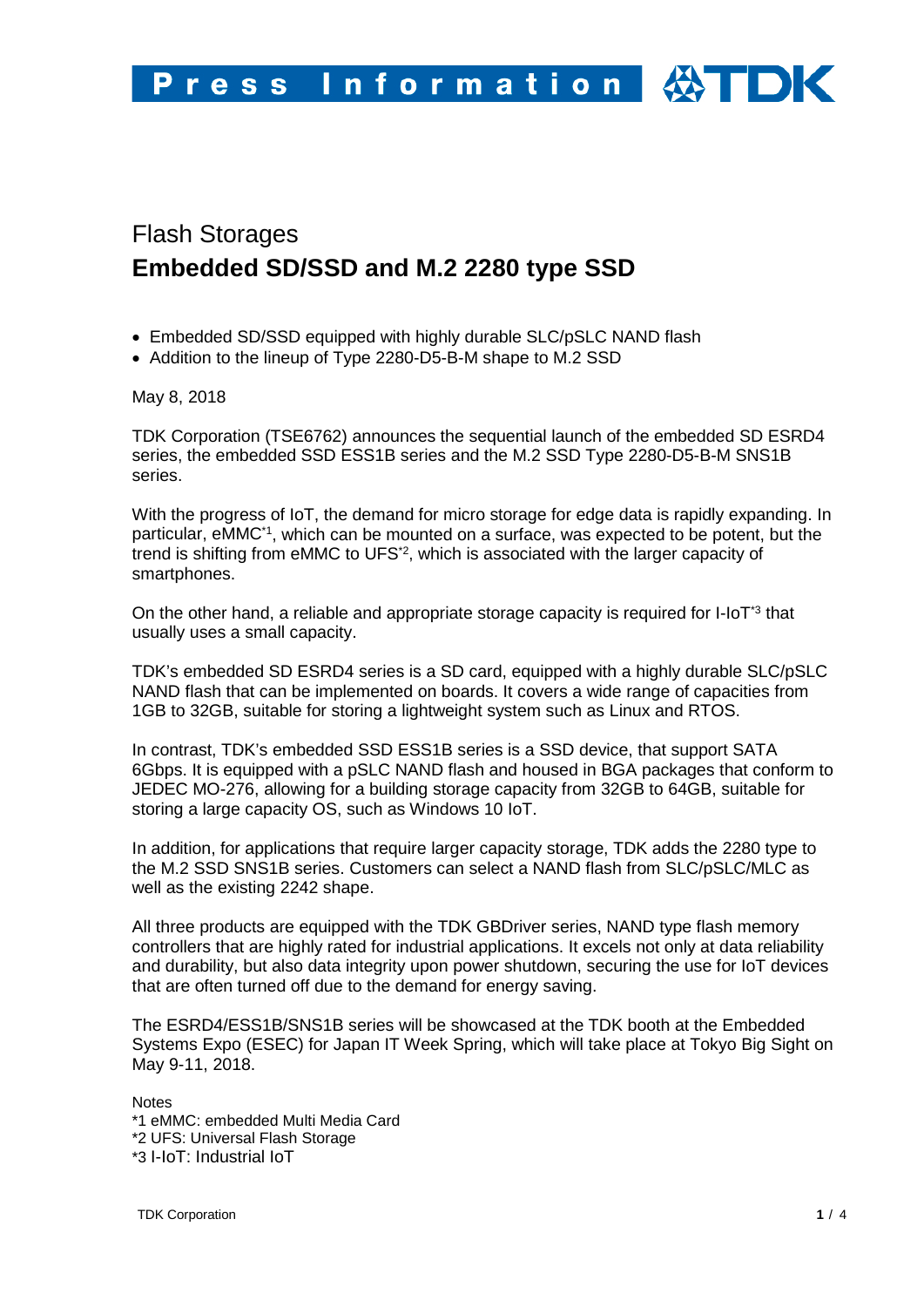Press Information

# Flash Storages

# Embedded SD/SSD and M.2 2280 type SSD

- Embedded SD/SSD equipped with highly durable SLC/pSLC NAND flash
- Addition to the lineup of Type 2280-D5-B-M shape to M.2 SSD

May 8, 2018

TDK Corporation (TSE6762) announces the sequential launch of the embedded SD ESRD4 series, the embedded SSD ESS1B series and the M.2 SSD Type 2280-D5-B-M SNS1B series.

With the progress of IoT, the demand for micro storage for edge data is rapidly expanding. In particular, eMMC[*1], which can be mounted on a surface, was expected to be potent, but the trend is shifting from eMMC to UFS[*2], which is associated with the larger capacity of smartphones.

On the other hand, a reliable and appropriate storage capacity is required for I-IoT[*3] that usually uses a small capacity.

TDK's embedded SD ESRD4 series is a SD card, equipped with a highly durable SLC/pSLC NAND flash that can be implemented on boards. It covers a wide range of capacities from 1GB to 32GB, suitable for storing a lightweight system such as Linux and RTOS.

In contrast, TDK's embedded SSD ESS1B series is a SSD device, that support SATA 6Gbps. It is equipped with a pSLC NAND flash and housed in BGA packages that conform to JEDEC MO-276, allowing for a building storage capacity from 32GB to 64GB, suitable for storing a large capacity OS, such as Windows 10 IoT.

In addition, for applications that require larger capacity storage, TDK adds the 2280 type to the M.2 SSD SNS1B series. Customers can select a NAND flash from SLC/pSLC/MLC as well as the existing 2242 shape.

All three products are equipped with the TDK GBDriver series, NAND type flash memory controllers that are highly rated for industrial applications. It excels not only at data reliability and durability, but also data integrity upon power shutdown, securing the use for IoT devices that are often turned off due to the demand for energy saving.

The ESRD4/ESS1B/SNS1B series will be showcased at the TDK booth at the Embedded Systems Expo (ESEC) for Japan IT Week Spring, which will take place at Tokyo Big Sight on May 9-11, 2018.

Notes
*1 eMMC: embedded Multi Media Card
*2 UFS: Universal Flash Storage
*3 I-IoT: Industrial IoT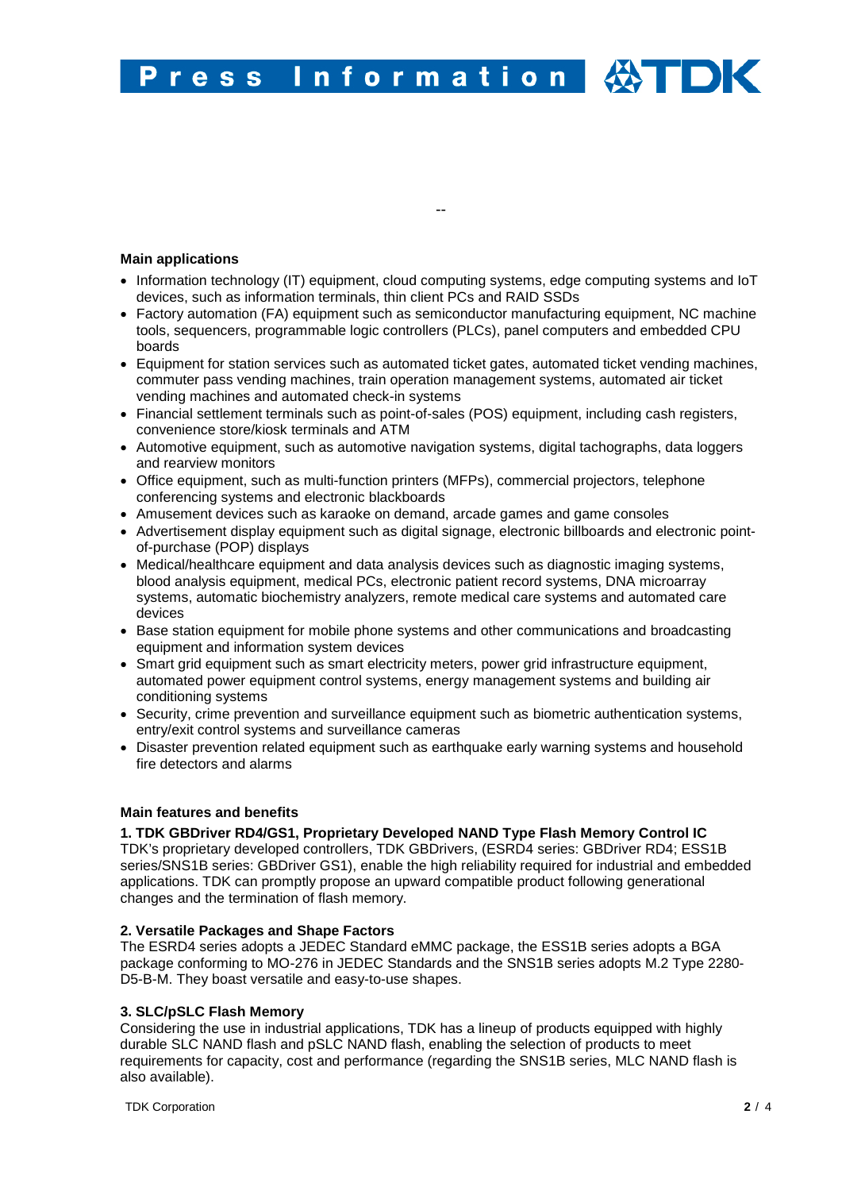--

**Main applications**

- Information technology (IT) equipment, cloud computing systems, edge computing systems and IoT devices, such as information terminals, thin client PCs and RAID SSDs
- Factory automation (FA) equipment such as semiconductor manufacturing equipment, NC machine tools, sequencers, programmable logic controllers (PLCs), panel computers and embedded CPU boards
- Equipment for station services such as automated ticket gates, automated ticket vending machines, commuter pass vending machines, train operation management systems, automated air ticket vending machines and automated check-in systems
- Financial settlement terminals such as point-of-sales (POS) equipment, including cash registers, convenience store/kiosk terminals and ATM
- Automotive equipment, such as automotive navigation systems, digital tachographs, data loggers and rearview monitors
- Office equipment, such as multi-function printers (MFPs), commercial projectors, telephone conferencing systems and electronic blackboards
- Amusement devices such as karaoke on demand, arcade games and game consoles
- Advertisement display equipment such as digital signage, electronic billboards and electronic point-of-purchase (POP) displays
- Medical/healthcare equipment and data analysis devices such as diagnostic imaging systems, blood analysis equipment, medical PCs, electronic patient record systems, DNA microarray systems, automatic biochemistry analyzers, remote medical care systems and automated care devices
- Base station equipment for mobile phone systems and other communications and broadcasting equipment and information system devices
- Smart grid equipment such as smart electricity meters, power grid infrastructure equipment, automated power equipment control systems, energy management systems and building air conditioning systems
- Security, crime prevention and surveillance equipment such as biometric authentication systems, entry/exit control systems and surveillance cameras
- Disaster prevention related equipment such as earthquake early warning systems and household fire detectors and alarms

**Main features and benefits**

**1. TDK GBDriver RD4/GS1, Proprietary Developed NAND Type Flash Memory Control IC**
TDK's proprietary developed controllers, TDK GBDrivers, (ESRD4 series: GBDriver RD4; ESS1B series/SNS1B series: GBDriver GS1), enable the high reliability required for industrial and embedded applications. TDK can promptly propose an upward compatible product following generational changes and the termination of flash memory.

**2. Versatile Packages and Shape Factors**
The ESRD4 series adopts a JEDEC Standard eMMC package, the ESS1B series adopts a BGA package conforming to MO-276 in JEDEC Standards and the SNS1B series adopts M.2 Type 2280-D5-B-M. They boast versatile and easy-to-use shapes.

**3. SLC/pSLC Flash Memory**
Considering the use in industrial applications, TDK has a lineup of products equipped with highly durable SLC NAND flash and pSLC NAND flash, enabling the selection of products to meet requirements for capacity, cost and performance (regarding the SNS1B series, MLC NAND flash is also available).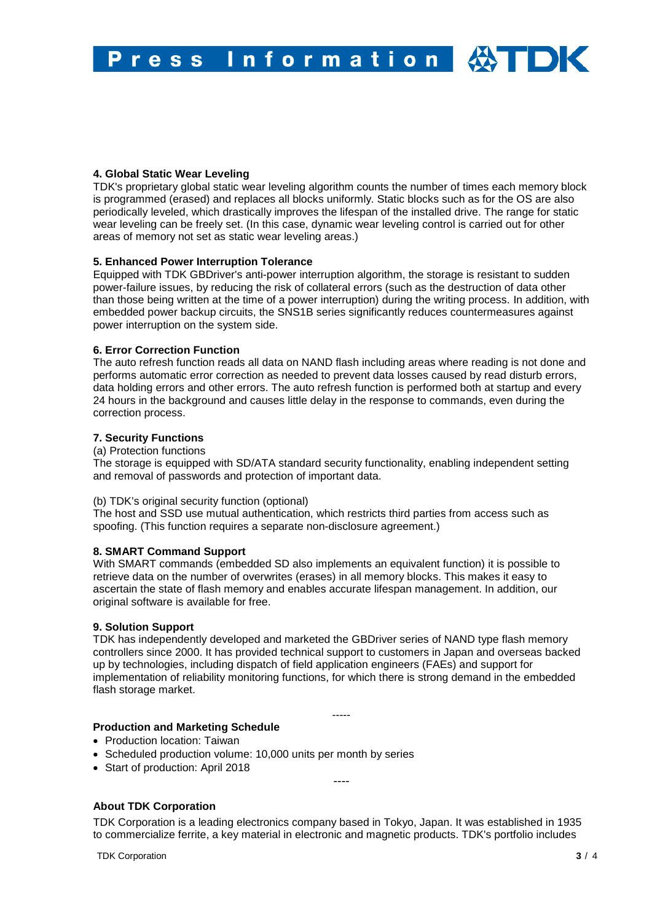#### 4. Global Static Wear Leveling

TDK's proprietary global static wear leveling algorithm counts the number of times each memory block is programmed (erased) and replaces all blocks uniformly. Static blocks such as for the OS are also periodically leveled, which drastically improves the lifespan of the installed drive. The range for static wear leveling can be freely set. (In this case, dynamic wear leveling control is carried out for other areas of memory not set as static wear leveling areas.)

#### 5. Enhanced Power Interruption Tolerance

Equipped with TDK GBDriver's anti-power interruption algorithm, the storage is resistant to sudden power-failure issues, by reducing the risk of collateral errors (such as the destruction of data other than those being written at the time of a power interruption) during the writing process. In addition, with embedded power backup circuits, the SNS1B series significantly reduces countermeasures against power interruption on the system side.

#### 6. Error Correction Function

The auto refresh function reads all data on NAND flash including areas where reading is not done and performs automatic error correction as needed to prevent data losses caused by read disturb errors, data holding errors and other errors. The auto refresh function is performed both at startup and every 24 hours in the background and causes little delay in the response to commands, even during the correction process.

#### 7. Security Functions

(a) Protection functions

The storage is equipped with SD/ATA standard security functionality, enabling independent setting and removal of passwords and protection of important data.

(b) TDK's original security function (optional)

The host and SSD use mutual authentication, which restricts third parties from access such as spoofing. (This function requires a separate non-disclosure agreement.)

#### 8. SMART Command Support

With SMART commands (embedded SD also implements an equivalent function) it is possible to retrieve data on the number of overwrites (erases) in all memory blocks. This makes it easy to ascertain the state of flash memory and enables accurate lifespan management. In addition, our original software is available for free.

#### 9. Solution Support

TDK has independently developed and marketed the GBDriver series of NAND type flash memory controllers since 2000. It has provided technical support to customers in Japan and overseas backed up by technologies, including dispatch of field application engineers (FAEs) and support for implementation of reliability monitoring functions, for which there is strong demand in the embedded flash storage market.

-----

#### Production and Marketing Schedule

- Production location: Taiwan
- Scheduled production volume: 10,000 units per month by series
- Start of production: April 2018

----

#### About TDK Corporation

TDK Corporation is a leading electronics company based in Tokyo, Japan. It was established in 1935 to commercialize ferrite, a key material in electronic and magnetic products. TDK's portfolio includes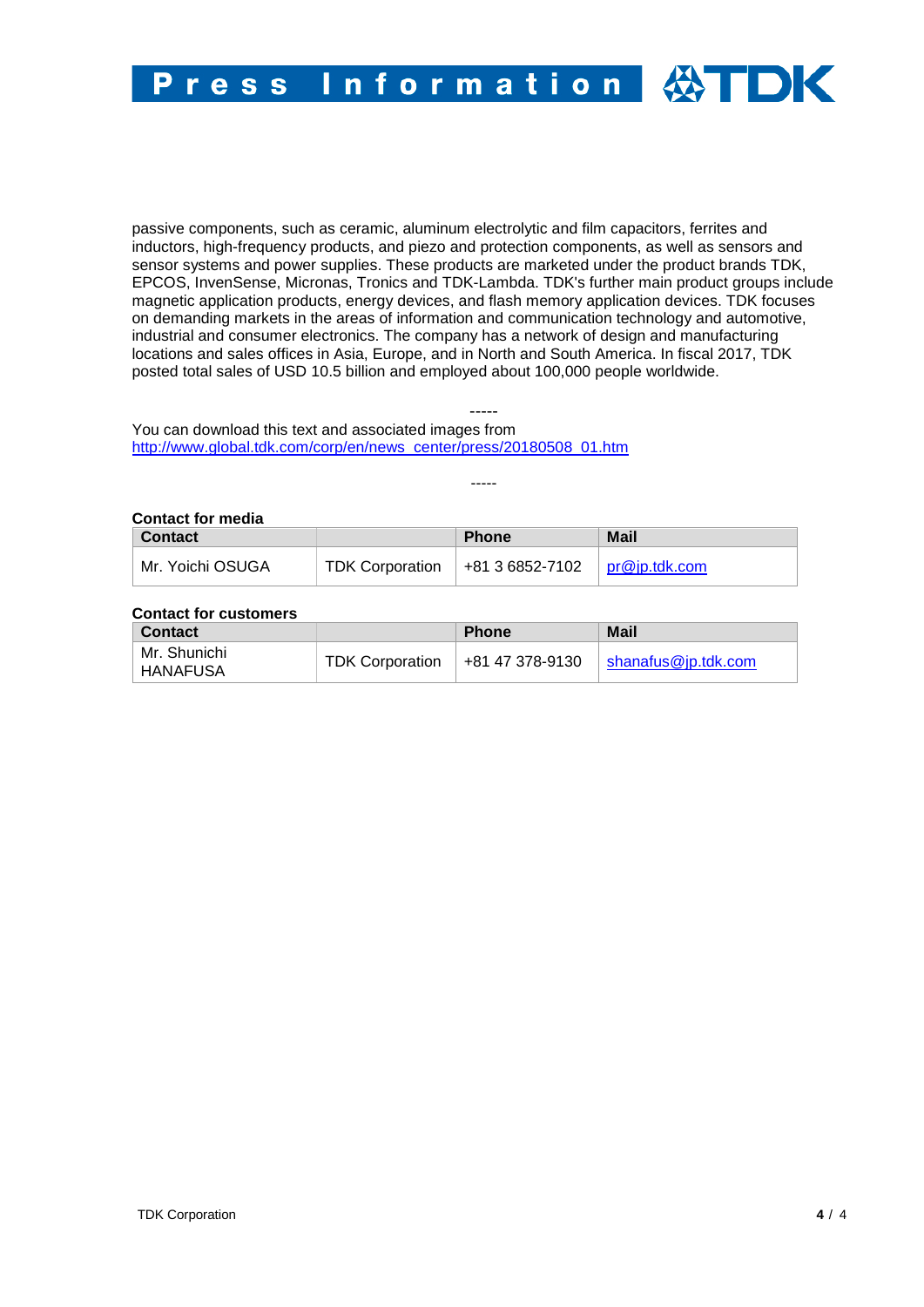passive components, such as ceramic, aluminum electrolytic and film capacitors, ferrites and inductors, high-frequency products, and piezo and protection components, as well as sensors and sensor systems and power supplies. These products are marketed under the product brands TDK, EPCOS, InvenSense, Micronas, Tronics and TDK-Lambda. TDK's further main product groups include magnetic application products, energy devices, and flash memory application devices. TDK focuses on demanding markets in the areas of information and communication technology and automotive, industrial and consumer electronics. The company has a network of design and manufacturing locations and sales offices in Asia, Europe, and in North and South America. In fiscal 2017, TDK posted total sales of USD 10.5 billion and employed about 100,000 people worldwide.

-----

You can download this text and associated images from
http://www.global.tdk.com/corp/en/news_center/press/20180508_01.htm

-----

**Contact for media**

| Contact | | Phone | Mail |
|---|---|---|---|
| Mr. Yoichi OSUGA | TDK Corporation | +81 3 6852-7102 | pr@jp.tdk.com |

**Contact for customers**

| Contact | | Phone | Mail |
|---|---|---|---|
| Mr. Shunichi HANAFUSA | TDK Corporation | +81 47 378-9130 | shanafus@jp.tdk.com |